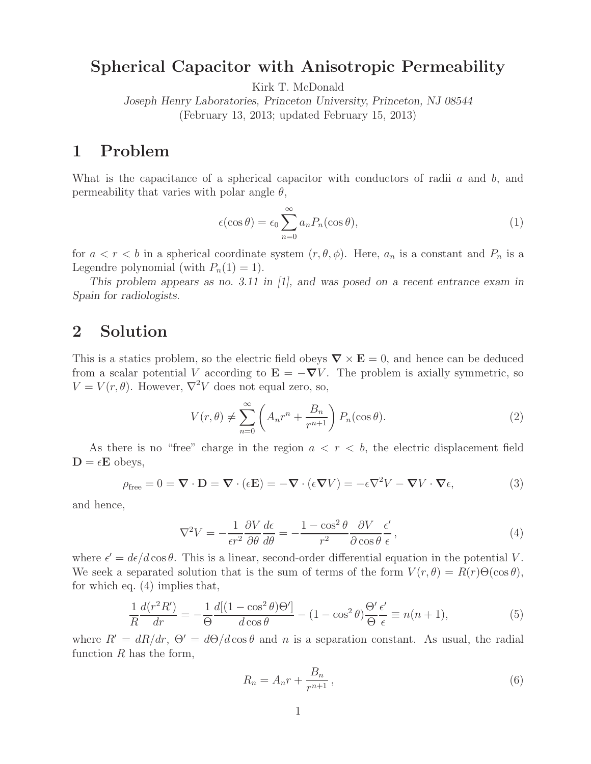# Spherical Capacitor with Anisotropic Permeability

Kirk T. McDonald

*Joseph Henry Laboratories, Princeton University, Princeton, NJ 08544*

(February 13, 2013; updated February 15, 2013)

## 1 Problem

What is the capacitance of a spherical capacitor with conductors of radii $a$ and $b$, and permeability that varies with polar angle $\theta$,

$$\epsilon(\cos\theta) = \epsilon_0 \sum_{n=0}^{\infty} a_n P_n(\cos\theta), \tag{1}$$

for $a < r < b$ in a spherical coordinate system $(r, \theta, \phi)$. Here, $a_n$ is a constant and $P_n$ is a Legendre polynomial (with $P_n(1) = 1$).

*This problem appears as no. 3.11 in [1], and was posed on a recent entrance exam in Spain for radiologists.*

## 2 Solution

This is a statics problem, so the electric field obeys $\boldsymbol{\nabla} \times \mathbf{E} = 0$, and hence can be deduced from a scalar potential $V$ according to $\mathbf{E} = -\boldsymbol{\nabla} V$. The problem is axially symmetric, so $V = V(r, \theta)$. However, $\nabla^2 V$ does not equal zero, so,

$$V(r,\theta) \neq \sum_{n=0}^{\infty} \left( A_n r^n + \frac{B_n}{r^{n+1}} \right) P_n(\cos\theta). \tag{2}$$

As there is no "free" charge in the region $a < r < b$, the electric displacement field $\mathbf{D} = \epsilon \mathbf{E}$ obeys,

$$\rho_{\rm free} = 0 = \boldsymbol{\nabla} \cdot \mathbf{D} = \boldsymbol{\nabla} \cdot (\epsilon \mathbf{E}) = -\boldsymbol{\nabla} \cdot (\epsilon \boldsymbol{\nabla} V) = -\epsilon \nabla^2 V - \boldsymbol{\nabla} V \cdot \boldsymbol{\nabla} \epsilon, \tag{3}$$

and hence,

$$\nabla^2 V = -\frac{1}{\epsilon r^2} \frac{\partial V}{\partial \theta} \frac{d\epsilon}{d\theta} = -\frac{1 - \cos^2\theta}{r^2} \frac{\partial V}{\partial \cos\theta} \frac{\epsilon'}{\epsilon}, \tag{4}$$

where $\epsilon' = d\epsilon/d\cos\theta$. This is a linear, second-order differential equation in the potential $V$. We seek a separated solution that is the sum of terms of the form $V(r,\theta) = R(r)\Theta(\cos\theta)$, for which eq. (4) implies that,

$$\frac{1}{R} \frac{d(r^2 R')}{dr} = -\frac{1}{\Theta} \frac{d[(1 - \cos^2\theta)\Theta']}{d\cos\theta} - (1 - \cos^2\theta) \frac{\Theta'}{\Theta} \frac{\epsilon'}{\epsilon} \equiv n(n+1), \tag{5}$$

where $R' = dR/dr$, $\Theta' = d\Theta/d\cos\theta$ and $n$ is a separation constant. As usual, the radial function $R$ has the form,

$$R_n = A_n r + \frac{B_n}{r^{n+1}}, \tag{6}$$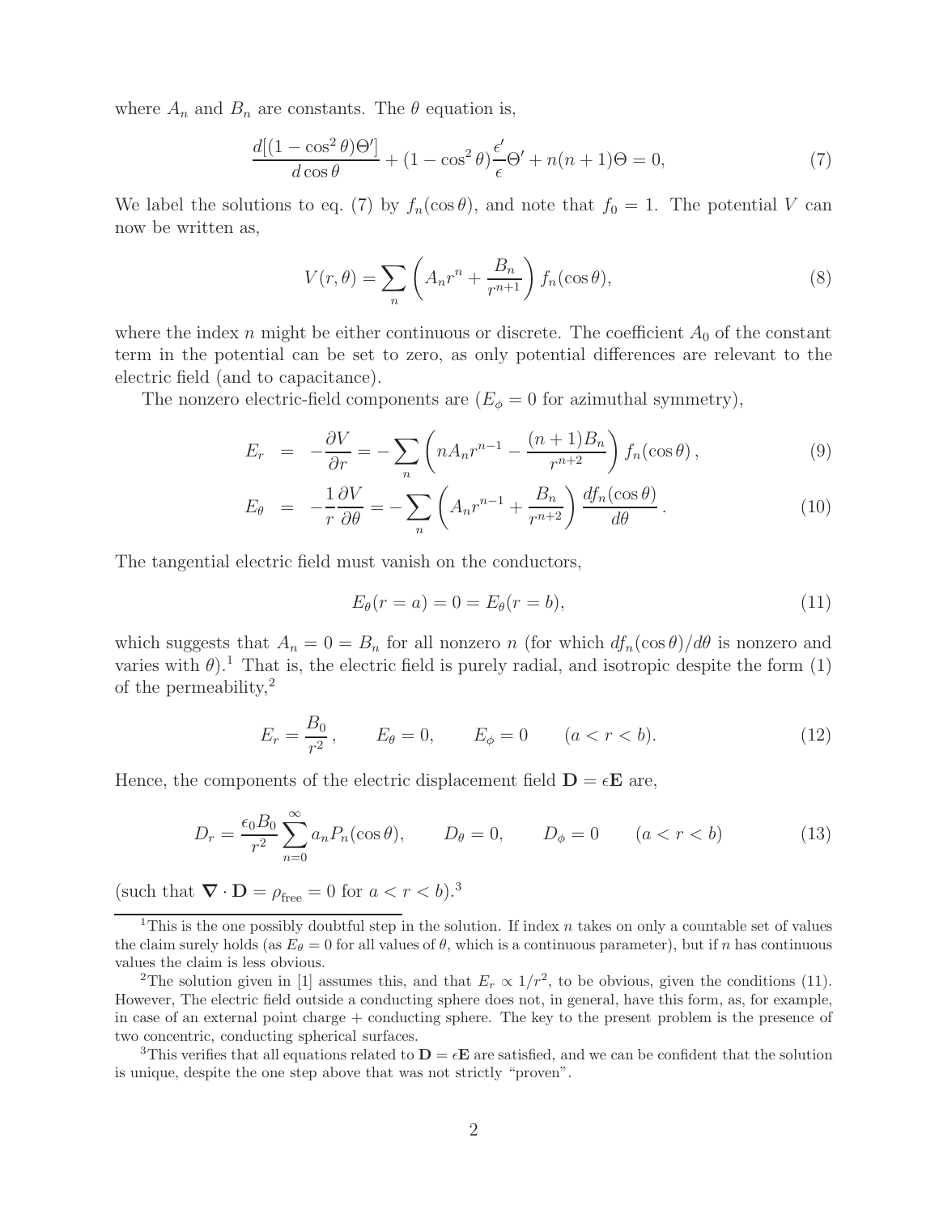where $A_n$ and $B_n$ are constants. The $\theta$ equation is,

$$\frac{d[(1-\cos^2\theta)\Theta']}{d\cos\theta} + (1-\cos^2\theta)\frac{\epsilon'}{\epsilon}\Theta' + n(n+1)\Theta = 0, \tag{7}$$

We label the solutions to eq. (7) by $f_n(\cos\theta)$, and note that $f_0 = 1$. The potential $V$ can now be written as,

$$V(r,\theta) = \sum_n \left( A_n r^n + \frac{B_n}{r^{n+1}} \right) f_n(\cos\theta), \tag{8}$$

where the index $n$ might be either continuous or discrete. The coefficient $A_0$ of the constant term in the potential can be set to zero, as only potential differences are relevant to the electric field (and to capacitance).

The nonzero electric-field components are ($E_\phi = 0$ for azimuthal symmetry),

$$E_r = -\frac{\partial V}{\partial r} = -\sum_n \left( n A_n r^{n-1} - \frac{(n+1)B_n}{r^{n+2}} \right) f_n(\cos\theta)\,, \tag{9}$$

$$E_\theta = -\frac{1}{r}\frac{\partial V}{\partial \theta} = -\sum_n \left( A_n r^{n-1} + \frac{B_n}{r^{n+2}} \right) \frac{df_n(\cos\theta)}{d\theta}\,. \tag{10}$$

The tangential electric field must vanish on the conductors,

$$E_\theta(r=a) = 0 = E_\theta(r=b), \tag{11}$$

which suggests that $A_n = 0 = B_n$ for all nonzero $n$ (for which $df_n(\cos\theta)/d\theta$ is nonzero and varies with $\theta$).[1] That is, the electric field is purely radial, and isotropic despite the form (1) of the permeability,[2]

$$E_r = \frac{B_0}{r^2}\,, \qquad E_\theta = 0, \qquad E_\phi = 0 \qquad (a < r < b). \tag{12}$$

Hence, the components of the electric displacement field $\mathbf{D} = \epsilon\mathbf{E}$ are,

$$D_r = \frac{\epsilon_0 B_0}{r^2}\sum_{n=0}^{\infty} a_n P_n(\cos\theta), \qquad D_\theta = 0, \qquad D_\phi = 0 \qquad (a < r < b) \tag{13}$$

(such that $\boldsymbol{\nabla}\cdot\mathbf{D} = \rho_{\rm free} = 0$ for $a < r < b$).[3]

---

[1] This is the one possibly doubtful step in the solution. If index $n$ takes on only a countable set of values the claim surely holds (as $E_\theta = 0$ for all values of $\theta$, which is a continuous parameter), but if $n$ has continuous values the claim is less obvious.

[2] The solution given in [1] assumes this, and that $E_r \propto 1/r^2$, to be obvious, given the conditions (11). However, The electric field outside a conducting sphere does not, in general, have this form, as, for example, in case of an external point charge + conducting sphere. The key to the present problem is the presence of two concentric, conducting spherical surfaces.

[3] This verifies that all equations related to $\mathbf{D} = \epsilon\mathbf{E}$ are satisfied, and we can be confident that the solution is unique, despite the one step above that was not strictly "proven".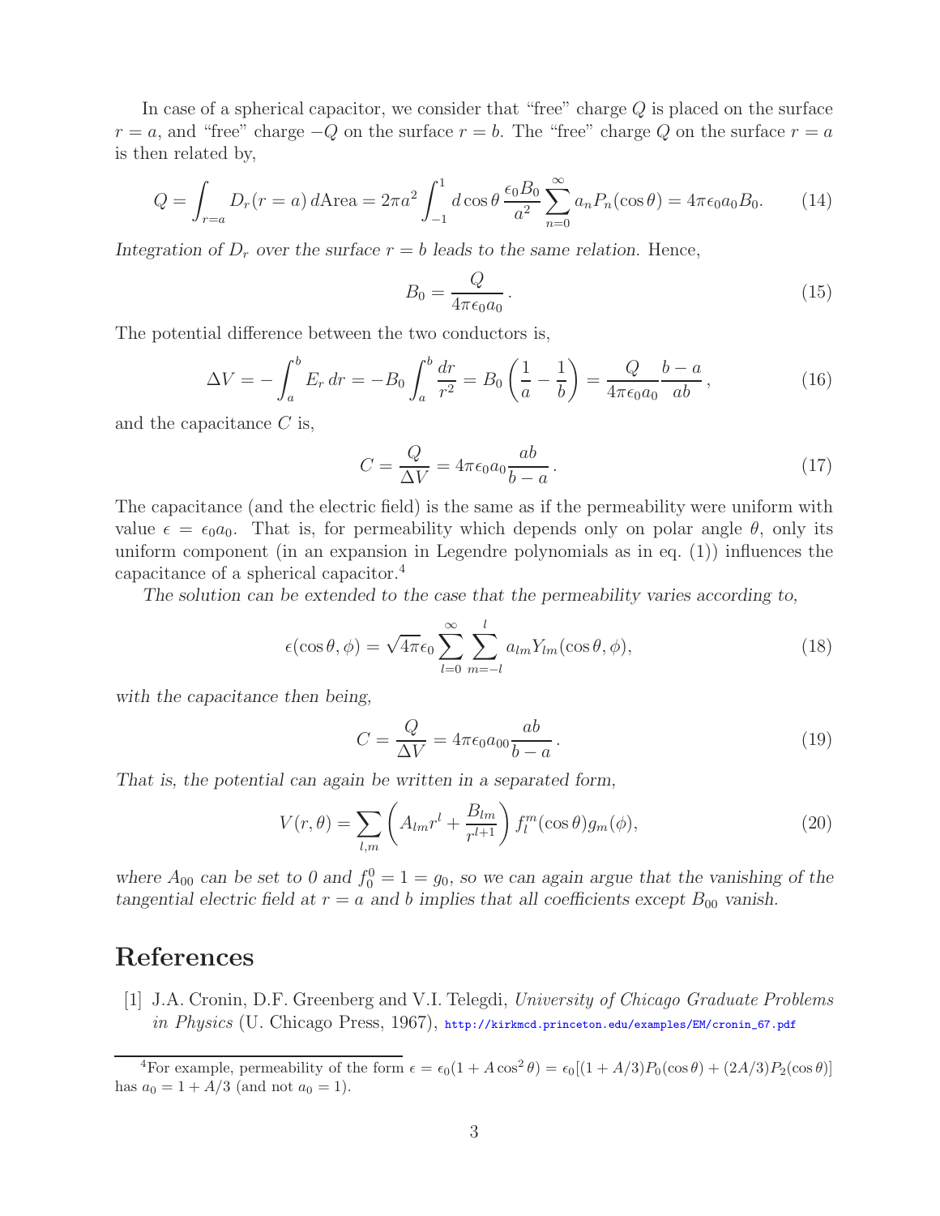In case of a spherical capacitor, we consider that "free" charge $Q$ is placed on the surface $r = a$, and "free" charge $-Q$ on the surface $r = b$. The "free" charge $Q$ on the surface $r = a$ is then related by,

$$Q = \int_{r=a} D_r(r = a)\, d\text{Area} = 2\pi a^2 \int_{-1}^{1} d\cos\theta \, \frac{\epsilon_0 B_0}{a^2} \sum_{n=0}^{\infty} a_n P_n(\cos\theta) = 4\pi\epsilon_0 a_0 B_0. \tag{14}$$

*Integration of $D_r$ over the surface $r = b$ leads to the same relation.* Hence,

$$B_0 = \frac{Q}{4\pi\epsilon_0 a_0}\,. \tag{15}$$

The potential difference between the two conductors is,

$$\Delta V = -\int_a^b E_r\, dr = -B_0 \int_a^b \frac{dr}{r^2} = B_0 \left(\frac{1}{a} - \frac{1}{b}\right) = \frac{Q}{4\pi\epsilon_0 a_0} \frac{b-a}{ab}\,, \tag{16}$$

and the capacitance $C$ is,

$$C = \frac{Q}{\Delta V} = 4\pi\epsilon_0 a_0 \frac{ab}{b-a}\,. \tag{17}$$

The capacitance (and the electric field) is the same as if the permeability were uniform with value $\epsilon = \epsilon_0 a_0$. That is, for permeability which depends only on polar angle $\theta$, only its uniform component (in an expansion in Legendre polynomials as in eq. (1)) influences the capacitance of a spherical capacitor.[4]

*The solution can be extended to the case that the permeability varies according to,*

$$\epsilon(\cos\theta, \phi) = \sqrt{4\pi}\epsilon_0 \sum_{l=0}^{\infty} \sum_{m=-l}^{l} a_{lm} Y_{lm}(\cos\theta, \phi), \tag{18}$$

*with the capacitance then being,*

$$C = \frac{Q}{\Delta V} = 4\pi\epsilon_0 a_{00} \frac{ab}{b-a}\,. \tag{19}$$

*That is, the potential can again be written in a separated form,*

$$V(r, \theta) = \sum_{l,m} \left(A_{lm} r^l + \frac{B_{lm}}{r^{l+1}}\right) f_l^m(\cos\theta) g_m(\phi), \tag{20}$$

*where $A_{00}$ can be set to 0 and $f_0^0 = 1 = g_0$, so we can again argue that the vanishing of the tangential electric field at $r = a$ and $b$ implies that all coefficients except $B_{00}$ vanish.*

## References

[1] J.A. Cronin, D.F. Greenberg and V.I. Telegdi, *University of Chicago Graduate Problems in Physics* (U. Chicago Press, 1967), http://kirkmcd.princeton.edu/examples/EM/cronin_67.pdf

---

[4] For example, permeability of the form $\epsilon = \epsilon_0(1 + A\cos^2\theta) = \epsilon_0[(1 + A/3)P_0(\cos\theta) + (2A/3)P_2(\cos\theta)]$ has $a_0 = 1 + A/3$ (and not $a_0 = 1$).